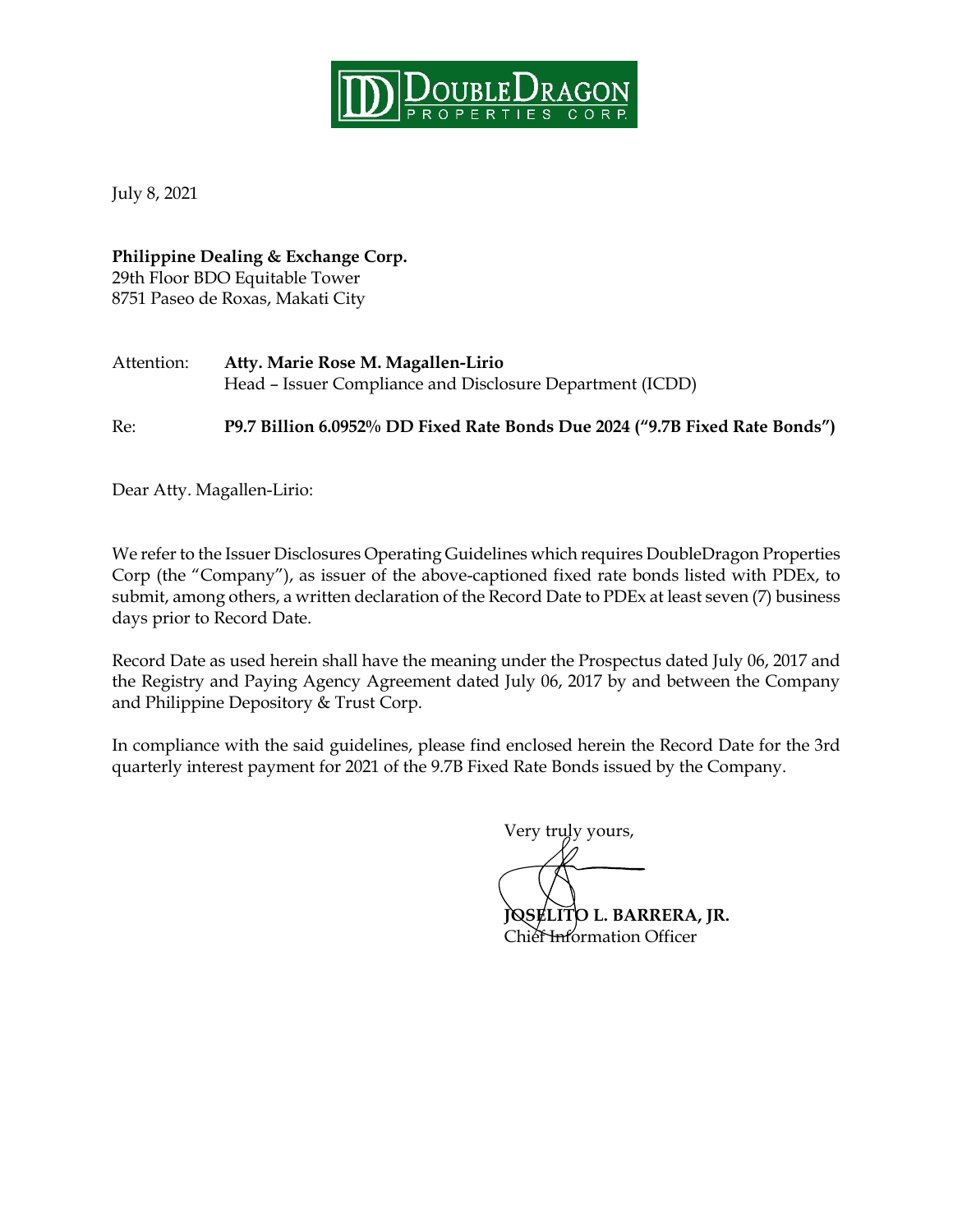DoubleDragon Properties Corp.

July 8, 2021

**Philippine Dealing & Exchange Corp.**
29th Floor BDO Equitable Tower
8751 Paseo de Roxas, Makati City

Attention: **Atty. Marie Rose M. Magallen-Lirio**
Head – Issuer Compliance and Disclosure Department (ICDD)

Re: **P9.7 Billion 6.0952% DD Fixed Rate Bonds Due 2024 ("9.7B Fixed Rate Bonds")**

Dear Atty. Magallen-Lirio:

We refer to the Issuer Disclosures Operating Guidelines which requires DoubleDragon Properties Corp (the "Company"), as issuer of the above-captioned fixed rate bonds listed with PDEx, to submit, among others, a written declaration of the Record Date to PDEx at least seven (7) business days prior to Record Date.

Record Date as used herein shall have the meaning under the Prospectus dated July 06, 2017 and the Registry and Paying Agency Agreement dated July 06, 2017 by and between the Company and Philippine Depository & Trust Corp.

In compliance with the said guidelines, please find enclosed herein the Record Date for the 3rd quarterly interest payment for 2021 of the 9.7B Fixed Rate Bonds issued by the Company.

Very truly yours,

**JOSELITO L. BARRERA, JR.**
Chief Information Officer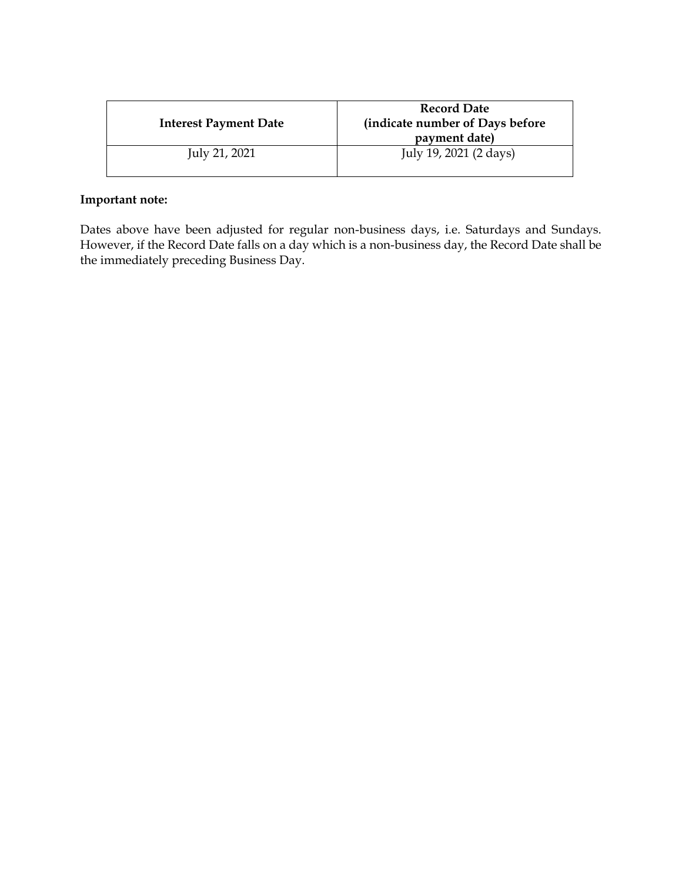| Interest Payment Date | Record Date (indicate number of Days before payment date) |
| --- | --- |
| July 21, 2021 | July 19, 2021 (2 days) |

**Important note:**

Dates above have been adjusted for regular non-business days, i.e. Saturdays and Sundays. However, if the Record Date falls on a day which is a non-business day, the Record Date shall be the immediately preceding Business Day.